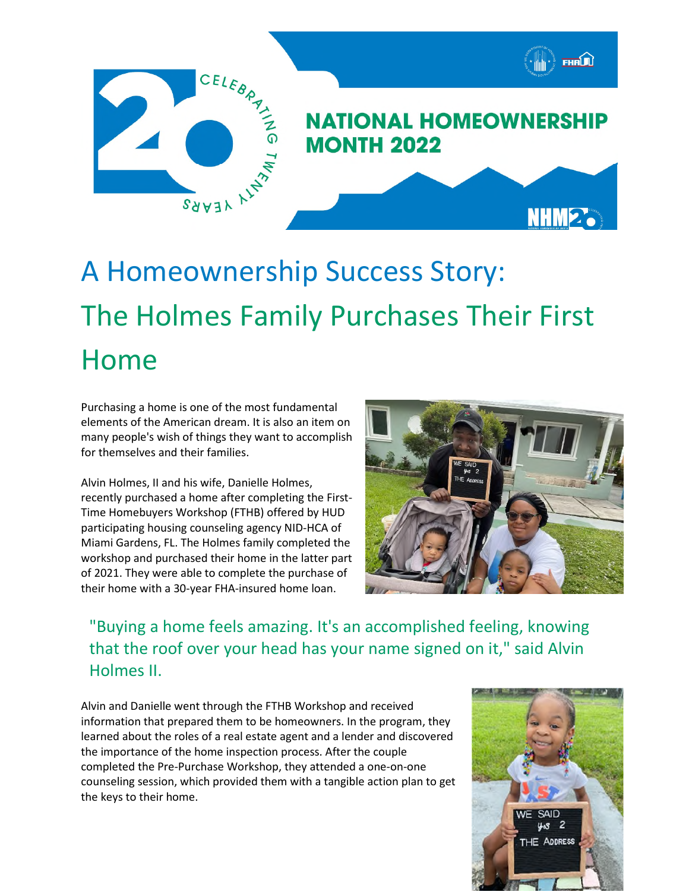# NATIONAL HOMEOWNERSHIP MONTH 2022

# A Homeownership Success Story: The Holmes Family Purchases Their First Home

Purchasing a home is one of the most fundamental elements of the American dream. It is also an item on many people's wish of things they want to accomplish for themselves and their families.

Alvin Holmes, II and his wife, Danielle Holmes, recently purchased a home after completing the First-Time Homebuyers Workshop (FTHB) offered by HUD participating housing counseling agency NID-HCA of Miami Gardens, FL. The Holmes family completed the workshop and purchased their home in the latter part of 2021. They were able to complete the purchase of their home with a 30-year FHA-insured home loan.

"Buying a home feels amazing. It's an accomplished feeling, knowing that the roof over your head has your name signed on it," said Alvin Holmes II.

Alvin and Danielle went through the FTHB Workshop and received information that prepared them to be homeowners. In the program, they learned about the roles of a real estate agent and a lender and discovered the importance of the home inspection process. After the couple completed the Pre-Purchase Workshop, they attended a one-on-one counseling session, which provided them with a tangible action plan to get the keys to their home.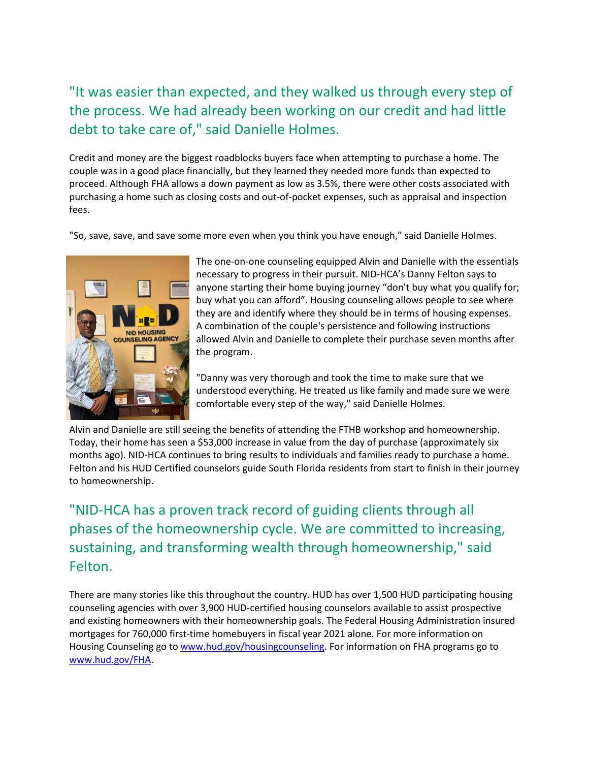## "It was easier than expected, and they walked us through every step of the process. We had already been working on our credit and had little debt to take care of," said Danielle Holmes.

Credit and money are the biggest roadblocks buyers face when attempting to purchase a home. The couple was in a good place financially, but they learned they needed more funds than expected to proceed. Although FHA allows a down payment as low as 3.5%, there were other costs associated with purchasing a home such as closing costs and out-of-pocket expenses, such as appraisal and inspection fees.

"So, save, save, and save some more even when you think you have enough," said Danielle Holmes.

The one-on-one counseling equipped Alvin and Danielle with the essentials necessary to progress in their pursuit. NID-HCA's Danny Felton says to anyone starting their home buying journey "don't buy what you qualify for; buy what you can afford". Housing counseling allows people to see where they are and identify where they should be in terms of housing expenses. A combination of the couple's persistence and following instructions allowed Alvin and Danielle to complete their purchase seven months after the program.

"Danny was very thorough and took the time to make sure that we understood everything. He treated us like family and made sure we were comfortable every step of the way," said Danielle Holmes.

Alvin and Danielle are still seeing the benefits of attending the FTHB workshop and homeownership. Today, their home has seen a $53,000 increase in value from the day of purchase (approximately six months ago). NID-HCA continues to bring results to individuals and families ready to purchase a home. Felton and his HUD Certified counselors guide South Florida residents from start to finish in their journey to homeownership.

## "NID-HCA has a proven track record of guiding clients through all phases of the homeownership cycle. We are committed to increasing, sustaining, and transforming wealth through homeownership," said Felton.

There are many stories like this throughout the country. HUD has over 1,500 HUD participating housing counseling agencies with over 3,900 HUD-certified housing counselors available to assist prospective and existing homeowners with their homeownership goals. The Federal Housing Administration insured mortgages for 760,000 first-time homebuyers in fiscal year 2021 alone. For more information on Housing Counseling go to [www.hud.gov/housingcounseling](www.hud.gov/housingcounseling). For information on FHA programs go to [www.hud.gov/FHA](www.hud.gov/FHA).